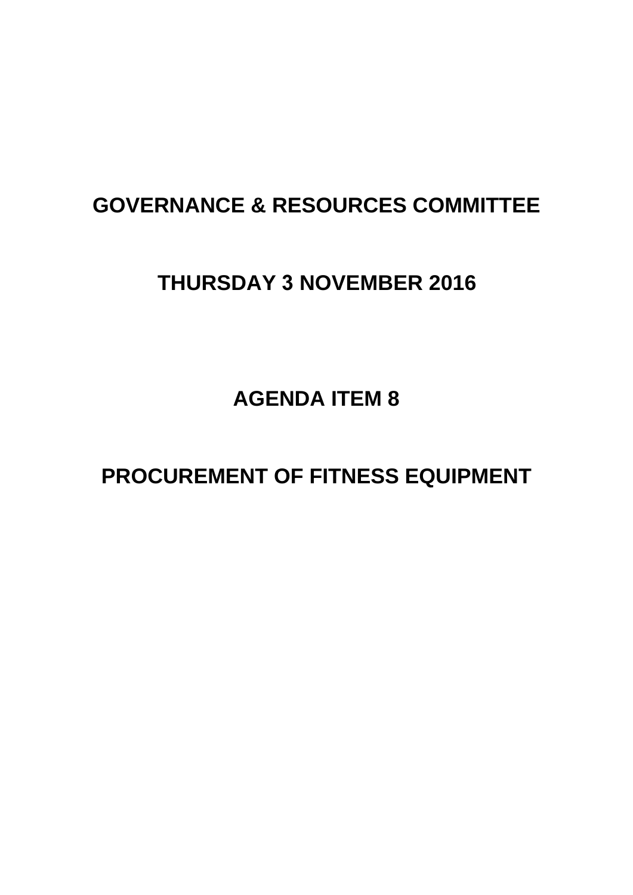# GOVERNANCE & RESOURCES COMMITTEE

# THURSDAY 3 NOVEMBER 2016

# AGENDA ITEM 8

# PROCUREMENT OF FITNESS EQUIPMENT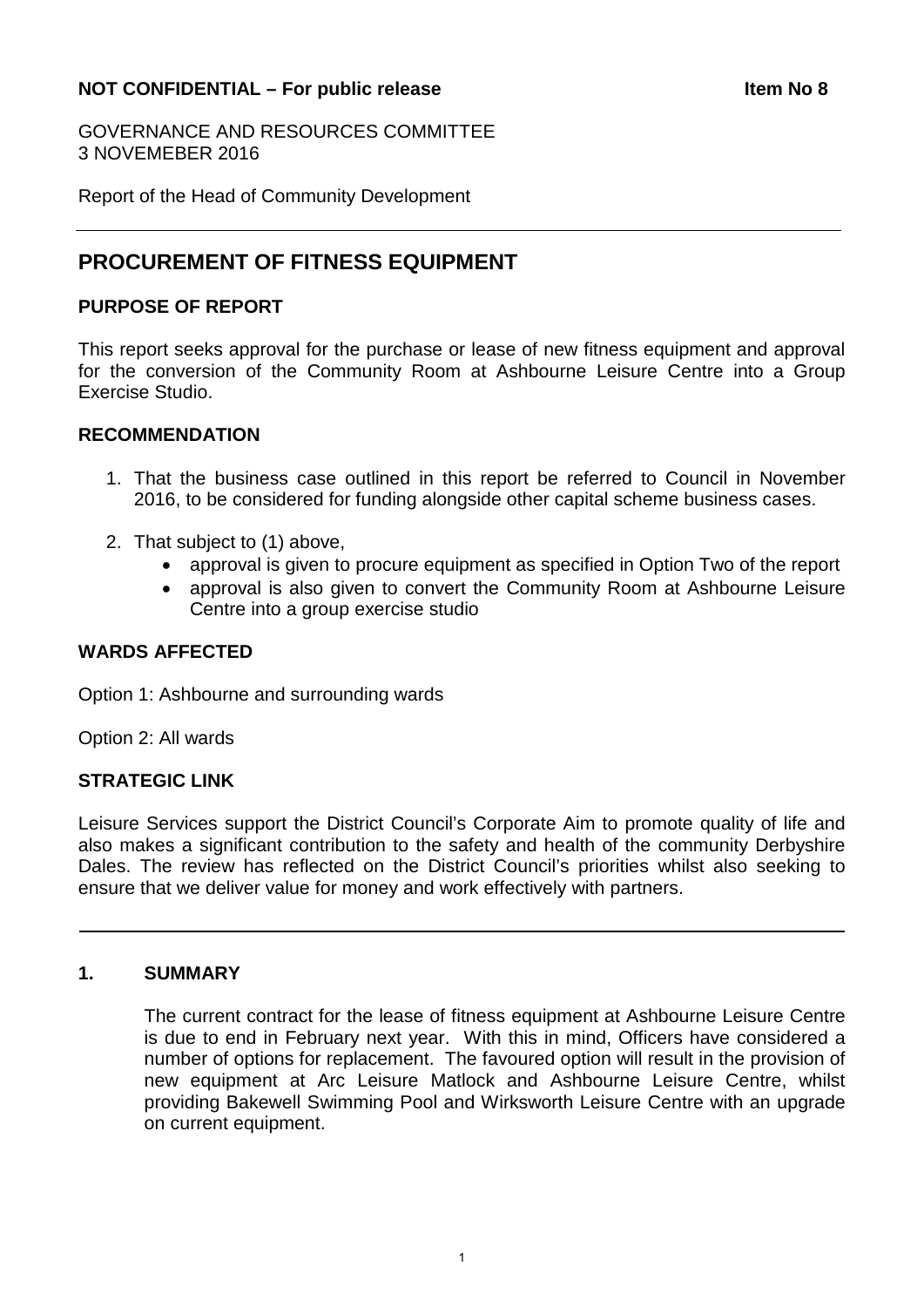**NOT CONFIDENTIAL – For public release** **Item No 8**

GOVERNANCE AND RESOURCES COMMITTEE
3 NOVEMEBER 2016

Report of the Head of Community Development

# PROCUREMENT OF FITNESS EQUIPMENT

## PURPOSE OF REPORT

This report seeks approval for the purchase or lease of new fitness equipment and approval for the conversion of the Community Room at Ashbourne Leisure Centre into a Group Exercise Studio.

## RECOMMENDATION

1. That the business case outlined in this report be referred to Council in November 2016, to be considered for funding alongside other capital scheme business cases.
2. That subject to (1) above,
   - approval is given to procure equipment as specified in Option Two of the report
   - approval is also given to convert the Community Room at Ashbourne Leisure Centre into a group exercise studio

## WARDS AFFECTED

Option 1: Ashbourne and surrounding wards

Option 2: All wards

## STRATEGIC LINK

Leisure Services support the District Council's Corporate Aim to promote quality of life and also makes a significant contribution to the safety and health of the community Derbyshire Dales. The review has reflected on the District Council's priorities whilst also seeking to ensure that we deliver value for money and work effectively with partners.

## 1. SUMMARY

The current contract for the lease of fitness equipment at Ashbourne Leisure Centre is due to end in February next year. With this in mind, Officers have considered a number of options for replacement. The favoured option will result in the provision of new equipment at Arc Leisure Matlock and Ashbourne Leisure Centre, whilst providing Bakewell Swimming Pool and Wirksworth Leisure Centre with an upgrade on current equipment.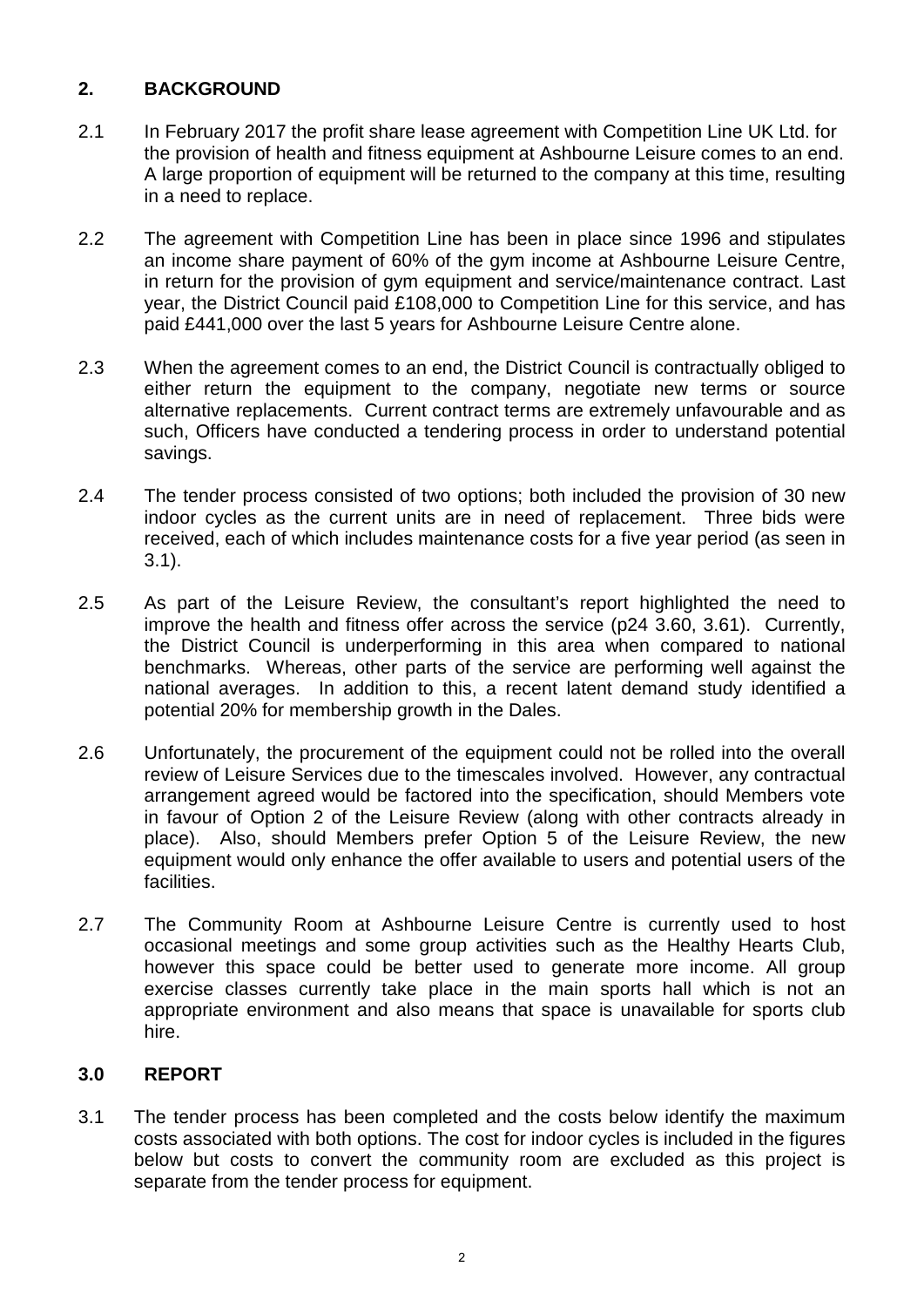## 2. BACKGROUND

2.1 In February 2017 the profit share lease agreement with Competition Line UK Ltd. for the provision of health and fitness equipment at Ashbourne Leisure comes to an end. A large proportion of equipment will be returned to the company at this time, resulting in a need to replace.

2.2 The agreement with Competition Line has been in place since 1996 and stipulates an income share payment of 60% of the gym income at Ashbourne Leisure Centre, in return for the provision of gym equipment and service/maintenance contract. Last year, the District Council paid £108,000 to Competition Line for this service, and has paid £441,000 over the last 5 years for Ashbourne Leisure Centre alone.

2.3 When the agreement comes to an end, the District Council is contractually obliged to either return the equipment to the company, negotiate new terms or source alternative replacements. Current contract terms are extremely unfavourable and as such, Officers have conducted a tendering process in order to understand potential savings.

2.4 The tender process consisted of two options; both included the provision of 30 new indoor cycles as the current units are in need of replacement. Three bids were received, each of which includes maintenance costs for a five year period (as seen in 3.1).

2.5 As part of the Leisure Review, the consultant's report highlighted the need to improve the health and fitness offer across the service (p24 3.60, 3.61). Currently, the District Council is underperforming in this area when compared to national benchmarks. Whereas, other parts of the service are performing well against the national averages. In addition to this, a recent latent demand study identified a potential 20% for membership growth in the Dales.

2.6 Unfortunately, the procurement of the equipment could not be rolled into the overall review of Leisure Services due to the timescales involved. However, any contractual arrangement agreed would be factored into the specification, should Members vote in favour of Option 2 of the Leisure Review (along with other contracts already in place). Also, should Members prefer Option 5 of the Leisure Review, the new equipment would only enhance the offer available to users and potential users of the facilities.

2.7 The Community Room at Ashbourne Leisure Centre is currently used to host occasional meetings and some group activities such as the Healthy Hearts Club, however this space could be better used to generate more income. All group exercise classes currently take place in the main sports hall which is not an appropriate environment and also means that space is unavailable for sports club hire.

## 3.0 REPORT

3.1 The tender process has been completed and the costs below identify the maximum costs associated with both options. The cost for indoor cycles is included in the figures below but costs to convert the community room are excluded as this project is separate from the tender process for equipment.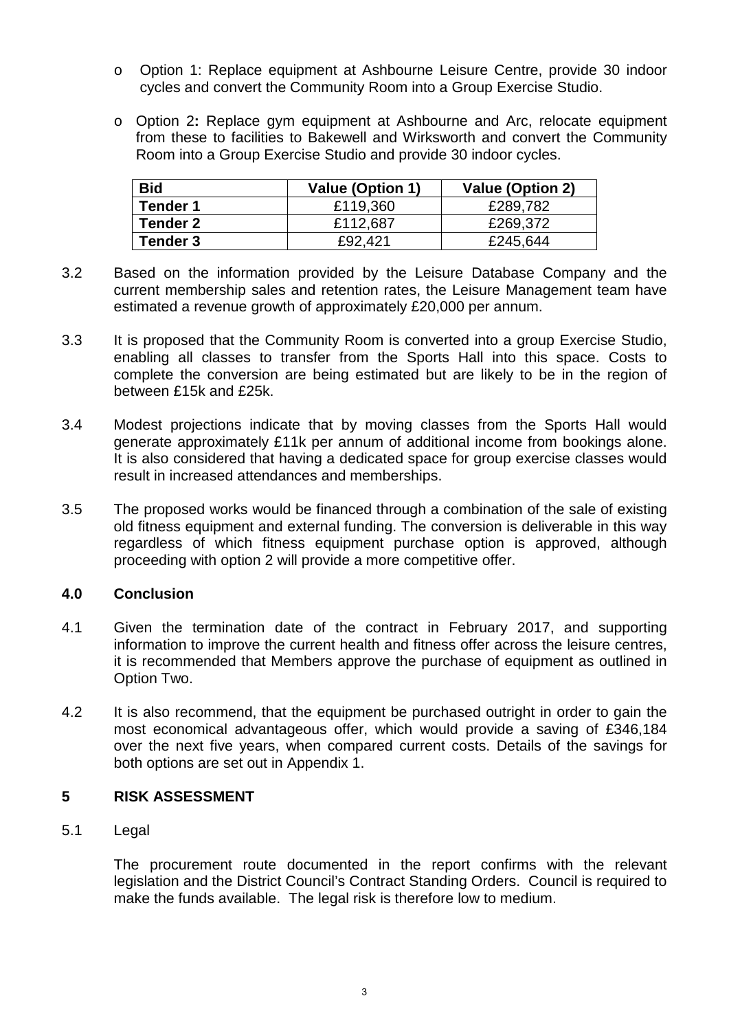- Option 1: Replace equipment at Ashbourne Leisure Centre, provide 30 indoor cycles and convert the Community Room into a Group Exercise Studio.
- Option 2**:** Replace gym equipment at Ashbourne and Arc, relocate equipment from these to facilities to Bakewell and Wirksworth and convert the Community Room into a Group Exercise Studio and provide 30 indoor cycles.

| Bid | Value (Option 1) | Value (Option 2) |
|---|---|---|
| **Tender 1** | £119,360 | £289,782 |
| **Tender 2** | £112,687 | £269,372 |
| **Tender 3** | £92,421 | £245,644 |

3.2 Based on the information provided by the Leisure Database Company and the current membership sales and retention rates, the Leisure Management team have estimated a revenue growth of approximately £20,000 per annum.

3.3 It is proposed that the Community Room is converted into a group Exercise Studio, enabling all classes to transfer from the Sports Hall into this space. Costs to complete the conversion are being estimated but are likely to be in the region of between £15k and £25k.

3.4 Modest projections indicate that by moving classes from the Sports Hall would generate approximately £11k per annum of additional income from bookings alone. It is also considered that having a dedicated space for group exercise classes would result in increased attendances and memberships.

3.5 The proposed works would be financed through a combination of the sale of existing old fitness equipment and external funding. The conversion is deliverable in this way regardless of which fitness equipment purchase option is approved, although proceeding with option 2 will provide a more competitive offer.

## 4.0 Conclusion

4.1 Given the termination date of the contract in February 2017, and supporting information to improve the current health and fitness offer across the leisure centres, it is recommended that Members approve the purchase of equipment as outlined in Option Two.

4.2 It is also recommend, that the equipment be purchased outright in order to gain the most economical advantageous offer, which would provide a saving of £346,184 over the next five years, when compared current costs. Details of the savings for both options are set out in Appendix 1.

## 5 RISK ASSESSMENT

5.1 Legal

The procurement route documented in the report confirms with the relevant legislation and the District Council's Contract Standing Orders. Council is required to make the funds available. The legal risk is therefore low to medium.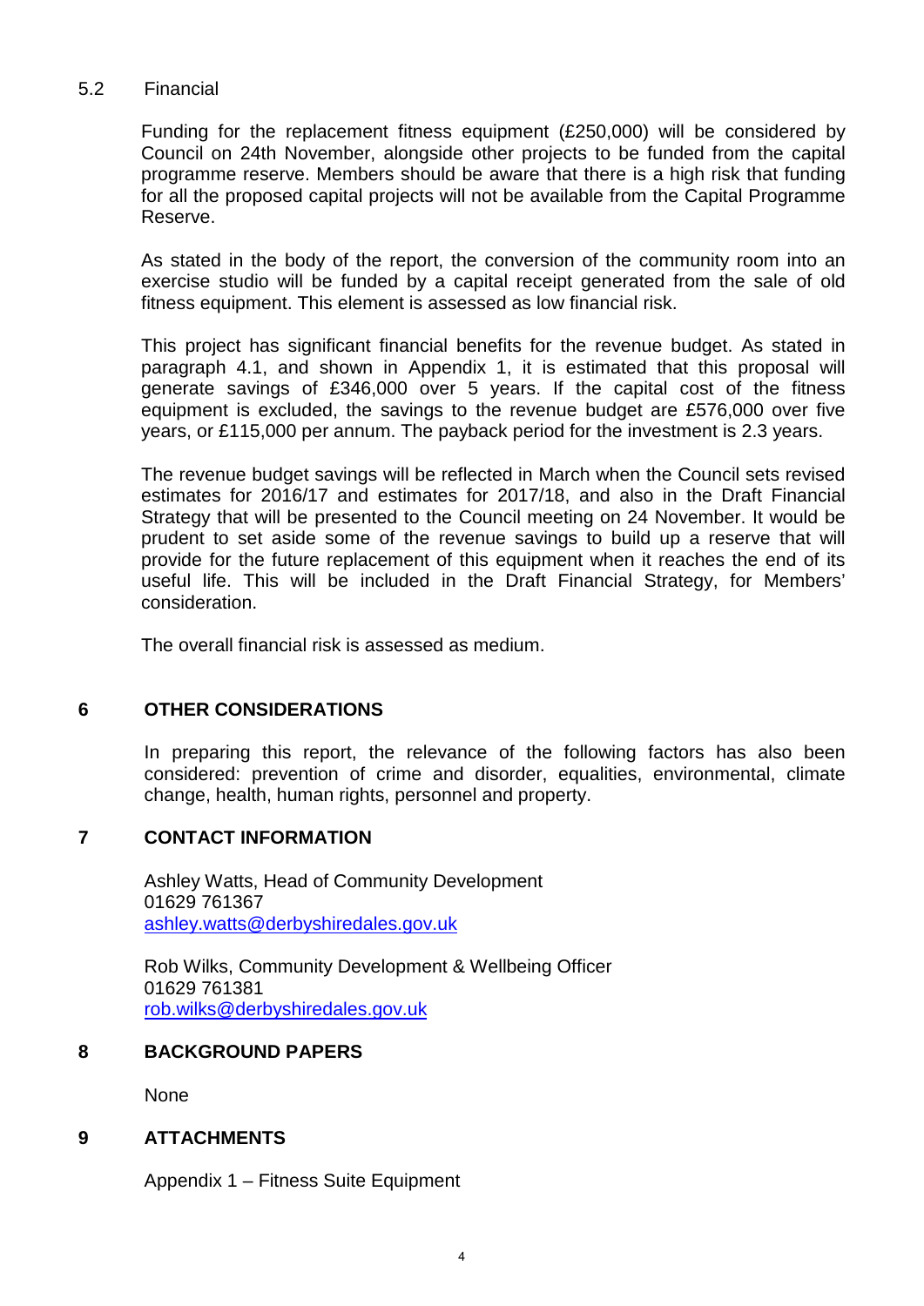### 5.2 Financial

Funding for the replacement fitness equipment (£250,000) will be considered by Council on 24th November, alongside other projects to be funded from the capital programme reserve. Members should be aware that there is a high risk that funding for all the proposed capital projects will not be available from the Capital Programme Reserve.

As stated in the body of the report, the conversion of the community room into an exercise studio will be funded by a capital receipt generated from the sale of old fitness equipment. This element is assessed as low financial risk.

This project has significant financial benefits for the revenue budget. As stated in paragraph 4.1, and shown in Appendix 1, it is estimated that this proposal will generate savings of £346,000 over 5 years. If the capital cost of the fitness equipment is excluded, the savings to the revenue budget are £576,000 over five years, or £115,000 per annum. The payback period for the investment is 2.3 years.

The revenue budget savings will be reflected in March when the Council sets revised estimates for 2016/17 and estimates for 2017/18, and also in the Draft Financial Strategy that will be presented to the Council meeting on 24 November. It would be prudent to set aside some of the revenue savings to build up a reserve that will provide for the future replacement of this equipment when it reaches the end of its useful life. This will be included in the Draft Financial Strategy, for Members' consideration.

The overall financial risk is assessed as medium.

## 6 OTHER CONSIDERATIONS

In preparing this report, the relevance of the following factors has also been considered: prevention of crime and disorder, equalities, environmental, climate change, health, human rights, personnel and property.

## 7 CONTACT INFORMATION

Ashley Watts, Head of Community Development
01629 761367
ashley.watts@derbyshiredales.gov.uk

Rob Wilks, Community Development & Wellbeing Officer
01629 761381
rob.wilks@derbyshiredales.gov.uk

## 8 BACKGROUND PAPERS

None

## 9 ATTACHMENTS

Appendix 1 – Fitness Suite Equipment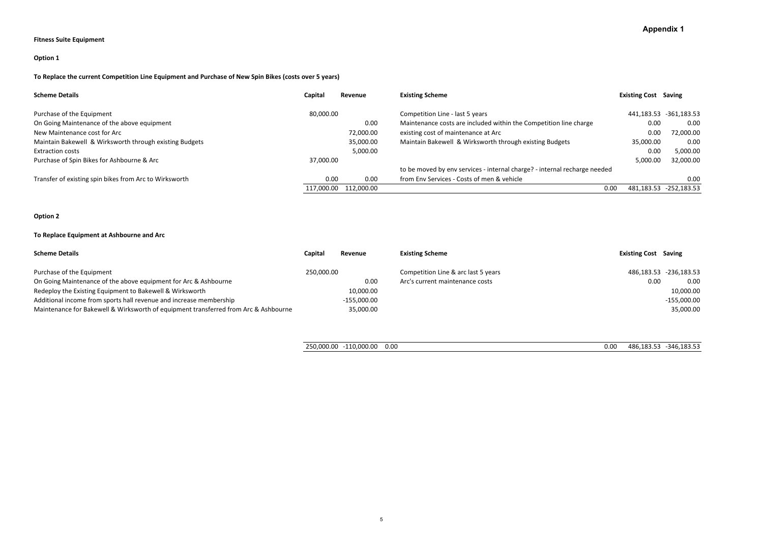**Appendix 1**

**Fitness Suite Equipment**

**Option 1**

**To Replace the current Competition Line Equipment and Purchase of New Spin Bikes (costs over 5 years)**

| Scheme Details | Capital | Revenue | Existing Scheme | | Existing Cost | Saving |
|---|---|---|---|---|---|---|
| Purchase of the Equipment | 80,000.00 | | Competition Line - last 5 years | | 441,183.53 | -361,183.53 |
| On Going Maintenance of the above equipment | | 0.00 | Maintenance costs are included within the Competition line charge | | 0.00 | 0.00 |
| New Maintenance cost for Arc | | 72,000.00 | existing cost of maintenance at Arc | | 0.00 | 72,000.00 |
| Maintain Bakewell & Wirksworth through existing Budgets | | 35,000.00 | Maintain Bakewell & Wirksworth through existing Budgets | | 35,000.00 | 0.00 |
| Extraction costs | | 5,000.00 | | | 0.00 | 5,000.00 |
| Purchase of Spin Bikes for Ashbourne & Arc | 37,000.00 | | | | 5,000.00 | 32,000.00 |
| Transfer of existing spin bikes from Arc to Wirksworth | 0.00 | 0.00 | to be moved by env services - internal charge? - internal recharge needed from Env Services - Costs of men & vehicle | | | 0.00 |
| | 117,000.00 | 112,000.00 | | 0.00 | 481,183.53 | -252,183.53 |

**Option 2**

**To Replace Equipment at Ashbourne and Arc**

| Scheme Details | Capital | Revenue | Existing Scheme | | Existing Cost | Saving |
|---|---|---|---|---|---|---|
| Purchase of the Equipment | 250,000.00 | | Competition Line & arc last 5 years | | 486,183.53 | -236,183.53 |
| On Going Maintenance of the above equipment for Arc & Ashbourne | | 0.00 | Arc's current maintenance costs | | 0.00 | 0.00 |
| Redeploy the Existing Equipment to Bakewell & Wirksworth | | 10,000.00 | | | | 10,000.00 |
| Additional income from sports hall revenue and increase membership | | -155,000.00 | | | | -155,000.00 |
| Maintenance for Bakewell & Wirksworth of equipment transferred from Arc & Ashbourne | | 35,000.00 | | | | 35,000.00 |
| | 250,000.00 | -110,000.00 | 0.00 | 0.00 | 486,183.53 | -346,183.53 |